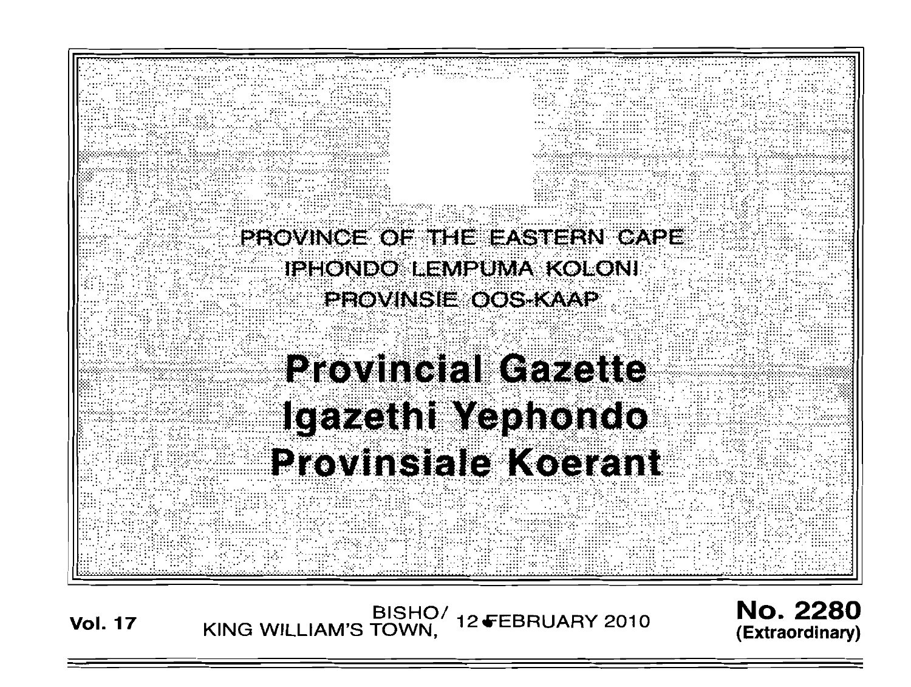PROVINCE OF THE EASTERN CAPE

IPHONDO LEMPUMA KOLONI

PROVINSIE OOS-KAAP

# Provincial Gazette

# Igazethi Yephondo

# Provinsiale Koerant

**Vol. 17** BISHO/ KING WILLIAM'S TOWN, 12 FEBRUARY 2010 **No. 2280 (Extraordinary)**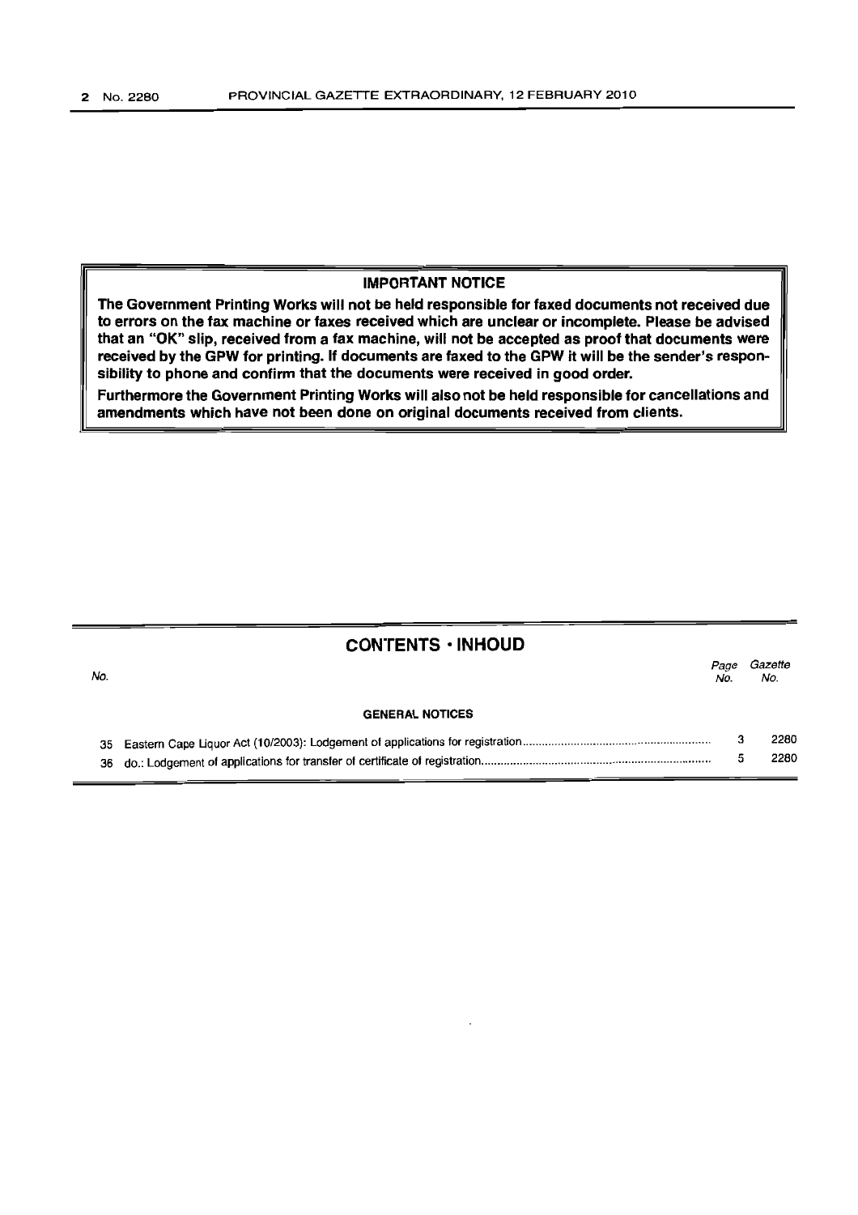**IMPORTANT NOTICE**

**The Government Printing Works will not be held responsible for faxed documents not received due to errors on the fax machine or faxes received which are unclear or incomplete. Please be advised that an "OK" slip, received from a fax machine, will not be accepted as proof that documents were received by the GPW for printing. If documents are faxed to the GPW it will be the sender's responsibility to phone and confirm that the documents were received in good order.**

**Furthermore the Government Printing Works will also not be held responsible for cancellations and amendments which have not been done on original documents received from clients.**

## CONTENTS · INHOUD

| No. | | Page No. | Gazette No. |
|---|---|---|---|
| | **GENERAL NOTICES** | | |
| 35 | Eastern Cape Liquor Act (10/2003): Lodgement of applications for registration | 3 | 2280 |
| 36 | do.: Lodgement of applications for transfer of certificate of registration | 5 | 2280 |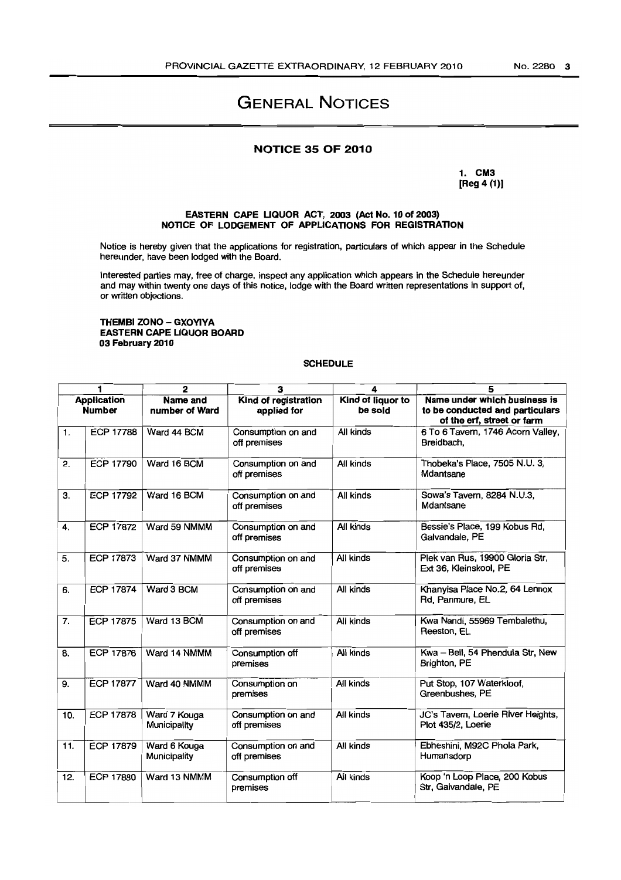# GENERAL NOTICES

## NOTICE 35 OF 2010

**1. CM3**
**[Reg 4 (1)]**

**EASTERN CAPE LIQUOR ACT, 2003 (Act No. 10 of 2003)**
**NOTICE OF LODGEMENT OF APPLICATIONS FOR REGISTRATION**

Notice is hereby given that the applications for registration, particulars of which appear in the Schedule hereunder, have been lodged with the Board.

Interested parties may, free of charge, inspect any application which appears in the Schedule hereunder and may within twenty one days of this notice, lodge with the Board written representations in support of, or written objections.

**THEMBI ZONO – GXOYIYA**
**EASTERN CAPE LIQUOR BOARD**
**03 February 2010**

**SCHEDULE**

| 1 | | 2 | 3 | 4 | 5 |
|---|---|---|---|---|---|
| **Application Number** | | **Name and number of Ward** | **Kind of registration applied for** | **Kind of liquor to be sold** | **Name under which business is to be conducted and particulars of the erf, street or farm** |
| 1. | ECP 17788 | Ward 44 BCM | Consumption on and off premises | All kinds | 6 To 6 Tavern, 1746 Acorn Valley, Breidbach, |
| 2. | ECP 17790 | Ward 16 BCM | Consumption on and off premises | All kinds | Thobeka's Place, 7505 N.U. 3, Mdantsane |
| 3. | ECP 17792 | Ward 16 BCM | Consumption on and off premises | All kinds | Sowa's Tavern, 8284 N.U.3, Mdantsane |
| 4. | ECP 17872 | Ward 59 NMMM | Consumption on and off premises | All kinds | Bessie's Place, 199 Kobus Rd, Galvandale, PE |
| 5. | ECP 17873 | Ward 37 NMMM | Consumption on and off premises | All kinds | Plek van Rus, 19900 Gloria Str, Ext 36, Kleinskool, PE |
| 6. | ECP 17874 | Ward 3 BCM | Consumption on and off premises | All kinds | Khanyisa Place No.2, 64 Lennox Rd, Panmure, EL |
| 7. | ECP 17875 | Ward 13 BCM | Consumption on and off premises | All kinds | Kwa Nandi, 55969 Tembalethu, Reeston, EL |
| 8. | ECP 17876 | Ward 14 NMMM | Consumption off premises | All kinds | Kwa – Bell, 54 Phendula Str, New Brighton, PE |
| 9. | ECP 17877 | Ward 40 NMMM | Consumption on premises | All kinds | Put Stop, 107 Waterkloof, Greenbushes, PE |
| 10. | ECP 17878 | Ward 7 Kouga Municipality | Consumption on and off premises | All kinds | JC's Tavern, Loerie River Heights, Plot 435/2, Loerie |
| 11. | ECP 17879 | Ward 6 Kouga Municipality | Consumption on and off premises | All kinds | Ebheshini, M92C Phola Park, Humansdorp |
| 12. | ECP 17880 | Ward 13 NMMM | Consumption off premises | All kinds | Koop 'n Loop Place, 200 Kobus Str, Galvandale, PE |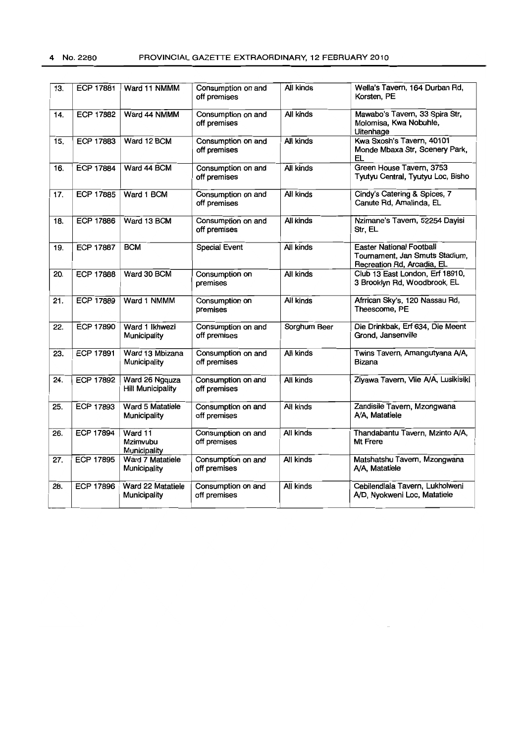| 13. | ECP 17881 | Ward 11 NMMM | Consumption on and off premises | All kinds | Wella's Tavern, 164 Durban Rd, Korsten, PE |
|---|---|---|---|---|---|
| 14. | ECP 17882 | Ward 44 NMMM | Consumption on and off premises | All kinds | Mawabo's Tavern, 33 Spira Str, Molomisa, Kwa Nobuhle, Uitenhage |
| 15. | ECP 17883 | Ward 12 BCM | Consumption on and off premises | All kinds | Kwa Sxosh's Tavern, 40101 Monde Mbaxa Str, Scenery Park, EL |
| 16. | ECP 17884 | Ward 44 BCM | Consumption on and off premises | All kinds | Green House Tavern, 3753 Tyutyu Central, Tyutyu Loc, Bisho |
| 17. | ECP 17885 | Ward 1 BCM | Consumption on and off premises | All kinds | Cindy's Catering & Spices, 7 Canute Rd, Amalinda, EL |
| 18. | ECP 17886 | Ward 13 BCM | Consumption on and off premises | All kinds | Nzimane's Tavern, 52254 Dayisi Str, EL |
| 19. | ECP 17887 | BCM | Special Event | All kinds | Easter National Football Tournament, Jan Smuts Stadium, Recreation Rd, Arcadia, EL |
| 20. | ECP 17888 | Ward 30 BCM | Consumption on premises | All kinds | Club 13 East London, Erf 18910, 3 Brooklyn Rd, Woodbrook, EL |
| 21. | ECP 17889 | Ward 1 NMMM | Consumption on premises | All kinds | Afrrican Sky's, 120 Nassau Rd, Theescome, PE |
| 22. | ECP 17890 | Ward 1 Ikhwezi Municipality | Consumption on and off premises | Sorghum Beer | Die Drinkbak, Erf 634, Die Meent Grond, Jansenville |
| 23. | ECP 17891 | Ward 13 Mbizana Municipality | Consumption on and off premises | All kinds | Twins Tavern, Amangutyana A/A, Bizana |
| 24. | ECP 17892 | Ward 26 Ngquza Hill Municipality | Consumption on and off premises | All kinds | Ziyawa Tavern, Vlie A/A, Lusikisiki |
| 25. | ECP 17893 | Ward 5 Matatiele Municipality | Consumption on and off premises | All kinds | Zandisile Tavern, Mzongwana A/A, Matatiele |
| 26. | ECP 17894 | Ward 11 Mzimvubu Municipality | Consumption on and off premises | All kinds | Thandabantu Tavern, Mzinto A/A, Mt Frere |
| 27. | ECP 17895 | Ward 7 Matatiele Municipality | Consumption on and off premises | All kinds | Matshatshu Tavern, Mzongwana A/A, Matatiele |
| 28. | ECP 17896 | Ward 22 Matatiele Municipality | Consumption on and off premises | All kinds | Cebilendlala Tavern, Lukholweni A/D, Nyokweni Loc, Matatiele |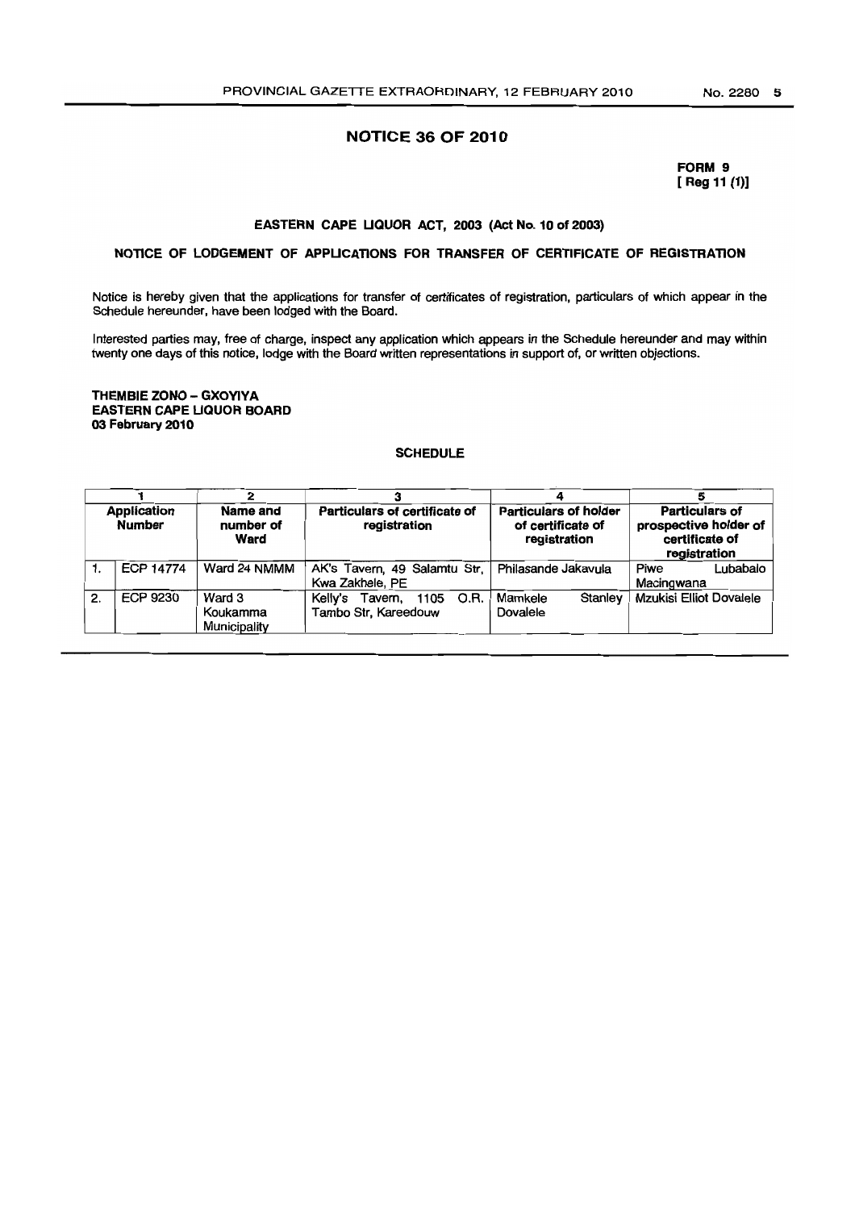# NOTICE 36 OF 2010

**FORM 9**
**[ Reg 11 (1)]**

**EASTERN CAPE LIQUOR ACT, 2003 (Act No. 10 of 2003)**

**NOTICE OF LODGEMENT OF APPLICATIONS FOR TRANSFER OF CERTIFICATE OF REGISTRATION**

Notice is hereby given that the applications for transfer of certificates of registration, particulars of which appear in the Schedule hereunder, have been lodged with the Board.

Interested parties may, free of charge, inspect any application which appears in the Schedule hereunder and may within twenty one days of this notice, lodge with the Board written representations in support of, or written objections.

**THEMBIE ZONO – GXOYIYA**
**EASTERN CAPE LIQUOR BOARD**
**03 February 2010**

**SCHEDULE**

| 1 | | 2 | 3 | 4 | 5 |
|---|---|---|---|---|---|
| **Application Number** | | **Name and number of Ward** | **Particulars of certificate of registration** | **Particulars of holder of certificate of registration** | **Particulars of prospective holder of certificate of registration** |
| 1. | ECP 14774 | Ward 24 NMMM | AK's Tavern, 49 Salamtu Str, Kwa Zakhele, PE | Philasande Jakavula | Piwe Lubabalo Macingwana |
| 2. | ECP 9230 | Ward 3 Koukamma Municipality | Kelly's Tavern, 1105 O.R. Tambo Str, Kareedouw | Mamkele Stanley Dovalele | Mzukisi Elliot Dovalele |